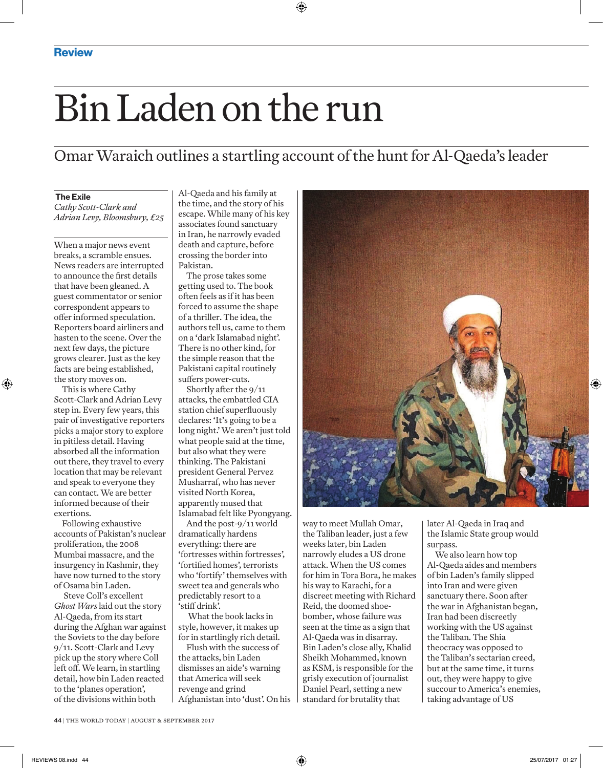Review

# Bin Laden on the run

## Omar Waraich outlines a startling account of the hunt for Al-Qaeda's leader

**The Exile**
*Cathy Scott-Clark and Adrian Levy, Bloomsbury, £25*

When a major news event breaks, a scramble ensues. News readers are interrupted to announce the first details that have been gleaned. A guest commentator or senior correspondent appears to offer informed speculation. Reporters board airliners and hasten to the scene. Over the next few days, the picture grows clearer. Just as the key facts are being established, the story moves on.

This is where Cathy Scott-Clark and Adrian Levy step in. Every few years, this pair of investigative reporters picks a major story to explore in pitiless detail. Having absorbed all the information out there, they travel to every location that may be relevant and speak to everyone they can contact. We are better informed because of their exertions.

Following exhaustive accounts of Pakistan's nuclear proliferation, the 2008 Mumbai massacre, and the insurgency in Kashmir, they have now turned to the story of Osama bin Laden.

Steve Coll's excellent *Ghost Wars* laid out the story Al-Qaeda, from its start during the Afghan war against the Soviets to the day before 9/11. Scott-Clark and Levy pick up the story where Coll left off. We learn, in startling detail, how bin Laden reacted to the 'planes operation', of the divisions within both Al-Qaeda and his family at the time, and the story of his escape. While many of his key associates found sanctuary in Iran, he narrowly evaded death and capture, before crossing the border into Pakistan.

The prose takes some getting used to. The book often feels as if it has been forced to assume the shape of a thriller. The idea, the authors tell us, came to them on a 'dark Islamabad night'. There is no other kind, for the simple reason that the Pakistani capital routinely suffers power-cuts.

Shortly after the 9/11 attacks, the embattled CIA station chief superfluously declares: 'It's going to be a long night.' We aren't just told what people said at the time, but also what they were thinking. The Pakistani president General Pervez Musharraf, who has never visited North Korea, apparently mused that Islamabad felt like Pyongyang.

And the post-9/11 world dramatically hardens everything: there are 'fortresses within fortresses', 'fortified homes', terrorists who 'fortify' themselves with sweet tea and generals who predictably resort to a 'stiff drink'.

What the book lacks in style, however, it makes up for in startlingly rich detail.

Flush with the success of the attacks, bin Laden dismisses an aide's warning that America will seek revenge and grind Afghanistan into 'dust'. On his way to meet Mullah Omar, the Taliban leader, just a few weeks later, bin Laden narrowly eludes a US drone attack. When the US comes for him in Tora Bora, he makes his way to Karachi, for a discreet meeting with Richard Reid, the doomed shoe-bomber, whose failure was seen at the time as a sign that Al-Qaeda was in disarray. Bin Laden's close ally, Khalid Sheikh Mohammed, known as KSM, is responsible for the grisly execution of journalist Daniel Pearl, setting a new standard for brutality that later Al-Qaeda in Iraq and the Islamic State group would surpass.

We also learn how top Al-Qaeda aides and members of bin Laden's family slipped into Iran and were given sanctuary there. Soon after the war in Afghanistan began, Iran had been discreetly working with the US against the Taliban. The Shia theocracy was opposed to the Taliban's sectarian creed, but at the same time, it turns out, they were happy to give succour to America's enemies, taking advantage of US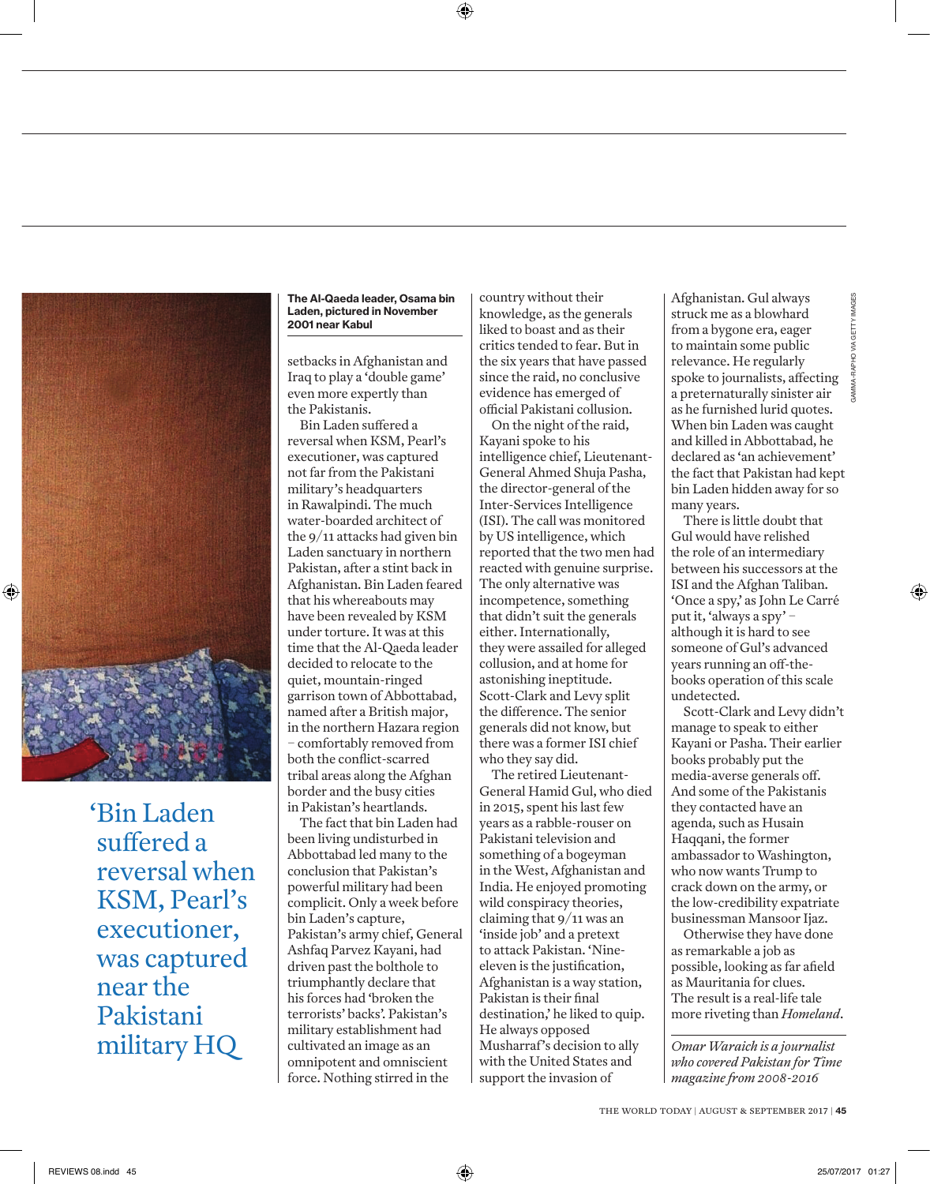**The Al-Qaeda leader, Osama bin Laden, pictured in November 2001 near Kabul**

GAMMA-RAPHO VIA GETTY IMAGES

‘Bin Laden suffered a reversal when KSM, Pearl’s executioner, was captured near the Pakistani military HQ

setbacks in Afghanistan and Iraq to play a ‘double game’ even more expertly than the Pakistanis.

Bin Laden suffered a reversal when KSM, Pearl’s executioner, was captured not far from the Pakistani military’s headquarters in Rawalpindi. The much water-boarded architect of the 9/11 attacks had given bin Laden sanctuary in northern Pakistan, after a stint back in Afghanistan. Bin Laden feared that his whereabouts may have been revealed by KSM under torture. It was at this time that the Al-Qaeda leader decided to relocate to the quiet, mountain-ringed garrison town of Abbottabad, named after a British major, in the northern Hazara region – comfortably removed from both the conflict-scarred tribal areas along the Afghan border and the busy cities in Pakistan’s heartlands.

The fact that bin Laden had been living undisturbed in Abbottabad led many to the conclusion that Pakistan’s powerful military had been complicit. Only a week before bin Laden’s capture, Pakistan’s army chief, General Ashfaq Parvez Kayani, had driven past the bolthole to triumphantly declare that his forces had ‘broken the terrorists’ backs’. Pakistan’s military establishment had cultivated an image as an omnipotent and omniscient force. Nothing stirred in the country without their knowledge, as the generals liked to boast and as their critics tended to fear. But in the six years that have passed since the raid, no conclusive evidence has emerged of official Pakistani collusion.

On the night of the raid, Kayani spoke to his intelligence chief, Lieutenant-General Ahmed Shuja Pasha, the director-general of the Inter-Services Intelligence (ISI). The call was monitored by US intelligence, which reported that the two men had reacted with genuine surprise. The only alternative was incompetence, something that didn’t suit the generals either. Internationally, they were assailed for alleged collusion, and at home for astonishing ineptitude. Scott-Clark and Levy split the difference. The senior generals did not know, but there was a former ISI chief who they say did.

The retired Lieutenant-General Hamid Gul, who died in 2015, spent his last few years as a rabble-rouser on Pakistani television and something of a bogeyman in the West, Afghanistan and India. He enjoyed promoting wild conspiracy theories, claiming that 9/11 was an ‘inside job’ and a pretext to attack Pakistan. ‘Nine-eleven is the justification, Afghanistan is a way station, Pakistan is their final destination,’ he liked to quip. He always opposed Musharraf’s decision to ally with the United States and support the invasion of Afghanistan. Gul always struck me as a blowhard from a bygone era, eager to maintain some public relevance. He regularly spoke to journalists, affecting a preternaturally sinister air as he furnished lurid quotes. When bin Laden was caught and killed in Abbottabad, he declared as ‘an achievement’ the fact that Pakistan had kept bin Laden hidden away for so many years.

There is little doubt that Gul would have relished the role of an intermediary between his successors at the ISI and the Afghan Taliban. ‘Once a spy,’ as John Le Carré put it, ‘always a spy’ – although it is hard to see someone of Gul’s advanced years running an off-the-books operation of this scale undetected.

Scott-Clark and Levy didn’t manage to speak to either Kayani or Pasha. Their earlier books probably put the media-averse generals off. And some of the Pakistanis they contacted have an agenda, such as Husain Haqqani, the former ambassador to Washington, who now wants Trump to crack down on the army, or the low-credibility expatriate businessman Mansoor Ijaz.

Otherwise they have done as remarkable a job as possible, looking as far afield as Mauritania for clues. The result is a real-life tale more riveting than *Homeland*.

*Omar Waraich is a journalist who covered Pakistan for Time magazine from 2008-2016*